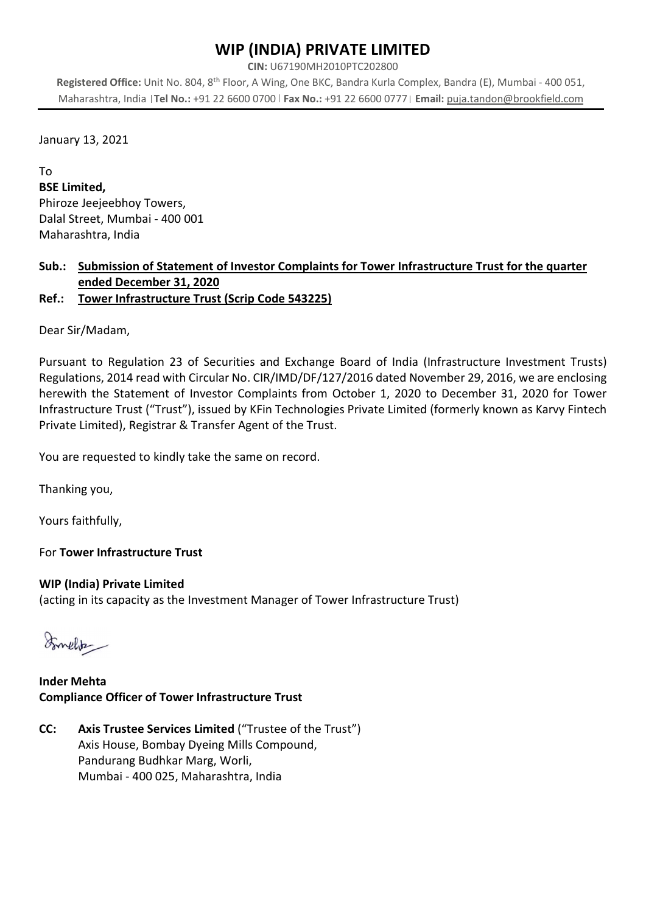# WIP (INDIA) PRIVATE LIMITED

**CIN:** U67190MH2010PTC202800

**Registered Office:** Unit No. 804, 8th Floor, A Wing, One BKC, Bandra Kurla Complex, Bandra (E), Mumbai - 400 051, Maharashtra, India | **Tel No.:** +91 22 6600 0700 | **Fax No.:** +91 22 6600 0777 | **Email:** puja.tandon@brookfield.com

---

January 13, 2021

To

**BSE Limited,**
Phiroze Jeejeebhoy Towers,
Dalal Street, Mumbai - 400 001
Maharashtra, India

**Sub.: Submission of Statement of Investor Complaints for Tower Infrastructure Trust for the quarter ended December 31, 2020**

**Ref.: Tower Infrastructure Trust (Scrip Code 543225)**

Dear Sir/Madam,

Pursuant to Regulation 23 of Securities and Exchange Board of India (Infrastructure Investment Trusts) Regulations, 2014 read with Circular No. CIR/IMD/DF/127/2016 dated November 29, 2016, we are enclosing herewith the Statement of Investor Complaints from October 1, 2020 to December 31, 2020 for Tower Infrastructure Trust ("Trust"), issued by KFin Technologies Private Limited (formerly known as Karvy Fintech Private Limited), Registrar & Transfer Agent of the Trust.

You are requested to kindly take the same on record.

Thanking you,

Yours faithfully,

For **Tower Infrastructure Trust**

**WIP (India) Private Limited**
(acting in its capacity as the Investment Manager of Tower Infrastructure Trust)

**Inder Mehta**
**Compliance Officer of Tower Infrastructure Trust**

**CC: Axis Trustee Services Limited** ("Trustee of the Trust")
Axis House, Bombay Dyeing Mills Compound,
Pandurang Budhkar Marg, Worli,
Mumbai - 400 025, Maharashtra, India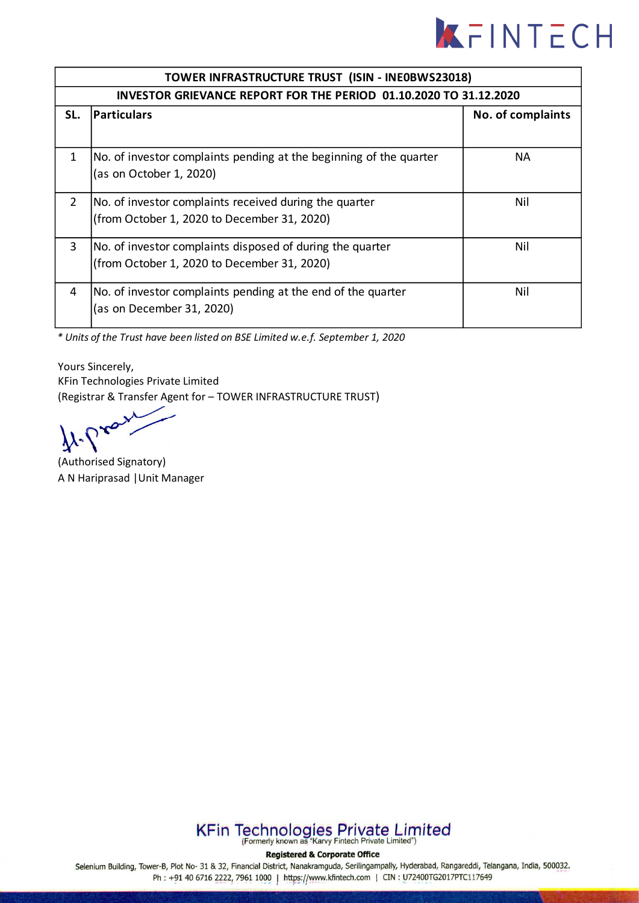| TOWER INFRASTRUCTURE TRUST (ISIN - INE0BWS23018) | | |
|---|---|---|
| **INVESTOR GRIEVANCE REPORT FOR THE PERIOD 01.10.2020 TO 31.12.2020** | | |
| **SL.** | **Particulars** | **No. of complaints** |
| 1 | No. of investor complaints pending at the beginning of the quarter (as on October 1, 2020) | NA |
| 2 | No. of investor complaints received during the quarter (from October 1, 2020 to December 31, 2020) | Nil |
| 3 | No. of investor complaints disposed of during the quarter (from October 1, 2020 to December 31, 2020) | Nil |
| 4 | No. of investor complaints pending at the end of the quarter (as on December 31, 2020) | Nil |

*\* Units of the Trust have been listed on BSE Limited w.e.f. September 1, 2020*

Yours Sincerely,
KFin Technologies Private Limited
(Registrar & Transfer Agent for – TOWER INFRASTRUCTURE TRUST)

(Authorised Signatory)
A N Hariprasad |Unit Manager

**KFin Technologies Private Limited**
(Formerly known as "Karvy Fintech Private Limited")

**Registered & Corporate Office**
Selenium Building, Tower-B, Plot No- 31 & 32, Financial District, Nanakramguda, Serilingampally, Hyderabad, Rangareddi, Telangana, India, 500032.
Ph : +91 40 6716 2222, 7961 1000 | https://www.kfintech.com | CIN : U72400TG2017PTC117649